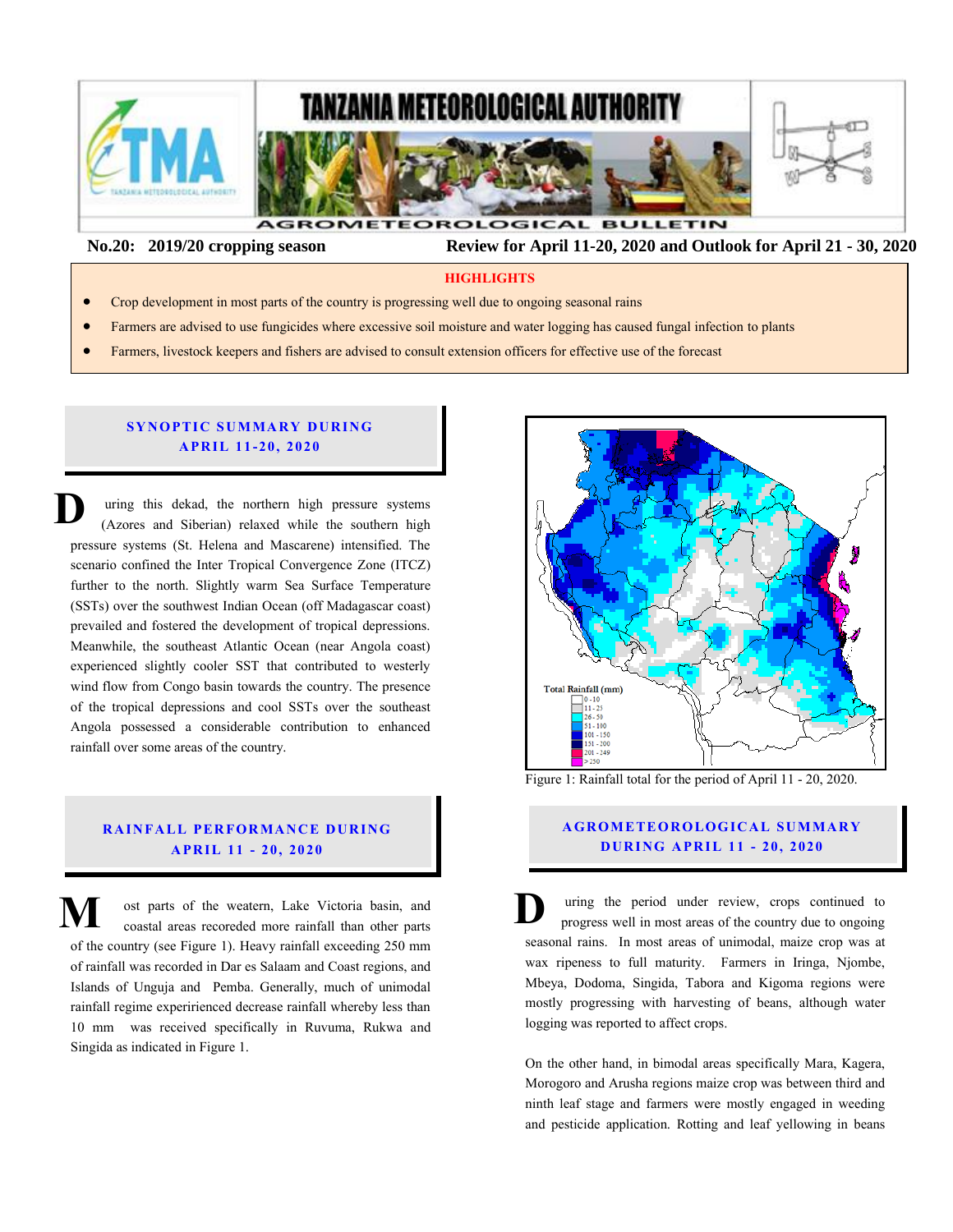# TANZANIA METEOROLOGICAL AUTHORITY

## AGROMETEOROLOGICAL BULLETIN

**No.20: 2019/20 cropping season** **Review for April 11-20, 2020 and Outlook for April 21 - 30, 2020**

### HIGHLIGHTS

- Crop development in most parts of the country is progressing well due to ongoing seasonal rains
- Farmers are advised to use fungicides where excessive soil moisture and water logging has caused fungal infection to plants
- Farmers, livestock keepers and fishers are advised to consult extension officers for effective use of the forecast

## SYNOPTIC SUMMARY DURING APRIL 11-20, 2020

During this dekad, the northern high pressure systems (Azores and Siberian) relaxed while the southern high pressure systems (St. Helena and Mascarene) intensified. The scenario confined the Inter Tropical Convergence Zone (ITCZ) further to the north. Slightly warm Sea Surface Temperature (SSTs) over the southwest Indian Ocean (off Madagascar coast) prevailed and fostered the development of tropical depressions. Meanwhile, the southeast Atlantic Ocean (near Angola coast) experienced slightly cooler SST that contributed to westerly wind flow from Congo basin towards the country. The presence of the tropical depressions and cool SSTs over the southeast Angola possessed a considerable contribution to enhanced rainfall over some areas of the country.

## RAINFALL PERFORMANCE DURING APRIL 11 - 20, 2020

Most parts of the weatern, Lake Victoria basin, and coastal areas recoreded more rainfall than other parts of the country (see Figure 1). Heavy rainfall exceeding 250 mm of rainfall was recorded in Dar es Salaam and Coast regions, and Islands of Unguja and Pemba. Generally, much of unimodal rainfall regime experirienced decrease rainfall whereby less than 10 mm was received specifically in Ruvuma, Rukwa and Singida as indicated in Figure 1.

Total Rainfall (mm): 0 - 10; 11 - 25; 26 - 50; 51 - 100; 101 - 150; 151 - 200; 201 - 249; > 250

Figure 1: Rainfall total for the period of April 11 - 20, 2020.

## AGROMETEOROLOGICAL SUMMARY DURING APRIL 11 - 20, 2020

During the period under review, crops continued to progress well in most areas of the country due to ongoing seasonal rains. In most areas of unimodal, maize crop was at wax ripeness to full maturity. Farmers in Iringa, Njombe, Mbeya, Dodoma, Singida, Tabora and Kigoma regions were mostly progressing with harvesting of beans, although water logging was reported to affect crops.

On the other hand, in bimodal areas specifically Mara, Kagera, Morogoro and Arusha regions maize crop was between third and ninth leaf stage and farmers were mostly engaged in weeding and pesticide application. Rotting and leaf yellowing in beans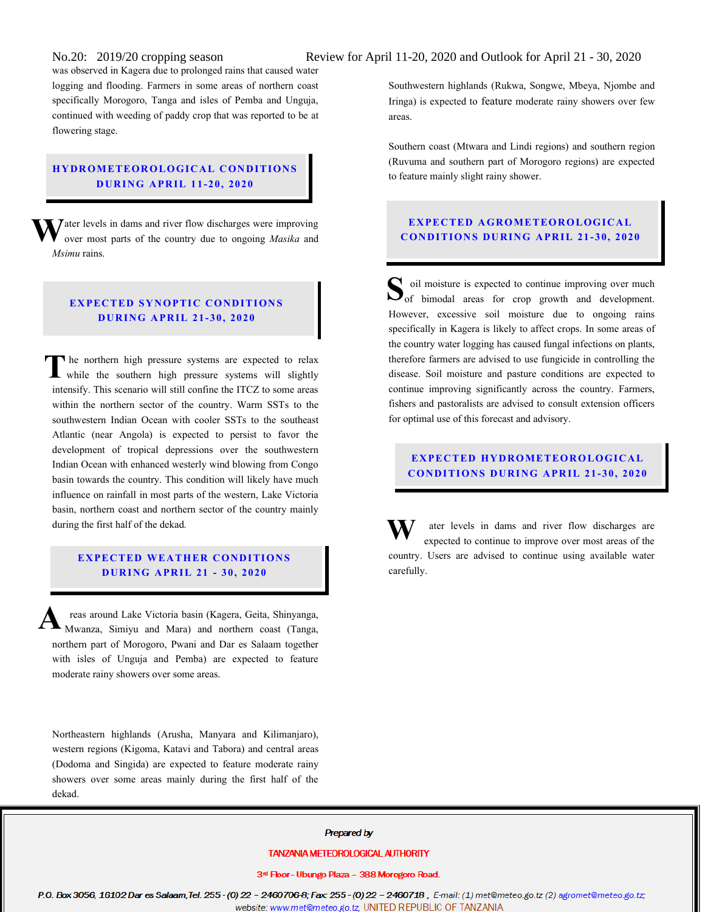was observed in Kagera due to prolonged rains that caused water logging and flooding. Farmers in some areas of northern coast specifically Morogoro, Tanga and isles of Pemba and Unguja, continued with weeding of paddy crop that was reported to be at flowering stage.

## HYDROMETEOROLOGICAL CONDITIONS DURING APRIL 11-20, 2020

Water levels in dams and river flow discharges were improving over most parts of the country due to ongoing *Masika* and *Msimu* rains.

## EXPECTED SYNOPTIC CONDITIONS DURING APRIL 21-30, 2020

The northern high pressure systems are expected to relax while the southern high pressure systems will slightly intensify. This scenario will still confine the ITCZ to some areas within the northern sector of the country. Warm SSTs to the southwestern Indian Ocean with cooler SSTs to the southeast Atlantic (near Angola) is expected to persist to favor the development of tropical depressions over the southwestern Indian Ocean with enhanced westerly wind blowing from Congo basin towards the country. This condition will likely have much influence on rainfall in most parts of the western, Lake Victoria basin, northern coast and northern sector of the country mainly during the first half of the dekad.

## EXPECTED WEATHER CONDITIONS DURING APRIL 21 - 30, 2020

Areas around Lake Victoria basin (Kagera, Geita, Shinyanga, Mwanza, Simiyu and Mara) and northern coast (Tanga, northern part of Morogoro, Pwani and Dar es Salaam together with isles of Unguja and Pemba) are expected to feature moderate rainy showers over some areas.

Northeastern highlands (Arusha, Manyara and Kilimanjaro), western regions (Kigoma, Katavi and Tabora) and central areas (Dodoma and Singida) are expected to feature moderate rainy showers over some areas mainly during the first half of the dekad.

Southwestern highlands (Rukwa, Songwe, Mbeya, Njombe and Iringa) is expected to feature moderate rainy showers over few areas.

Southern coast (Mtwara and Lindi regions) and southern region (Ruvuma and southern part of Morogoro regions) are expected to feature mainly slight rainy shower.

## EXPECTED AGROMETEOROLOGICAL CONDITIONS DURING APRIL 21-30, 2020

Soil moisture is expected to continue improving over much of bimodal areas for crop growth and development. However, excessive soil moisture due to ongoing rains specifically in Kagera is likely to affect crops. In some areas of the country water logging has caused fungal infections on plants, therefore farmers are advised to use fungicide in controlling the disease. Soil moisture and pasture conditions are expected to continue improving significantly across the country. Farmers, fishers and pastoralists are advised to consult extension officers for optimal use of this forecast and advisory.

## EXPECTED HYDROMETEOROLOGICAL CONDITIONS DURING APRIL 21-30, 2020

Water levels in dams and river flow discharges are expected to continue to improve over most areas of the country. Users are advised to continue using available water carefully.

*Prepared by*

TANZANIA METEOROLOGICAL AUTHORITY

3rd Floor - Ubungo Plaza – 388 Morogoro Road.

P.O. Box 3056, 16102 Dar es Salaam, Tel. 255 - (0) 22 – 2460706-8; Fax: 255 - (0) 22 – 2460718 , E-mail: (1) met@meteo.go.tz (2) agromet@meteo.go.tz; website: www.met@meteo.go.tz, UNITED REPUBLIC OF TANZANIA